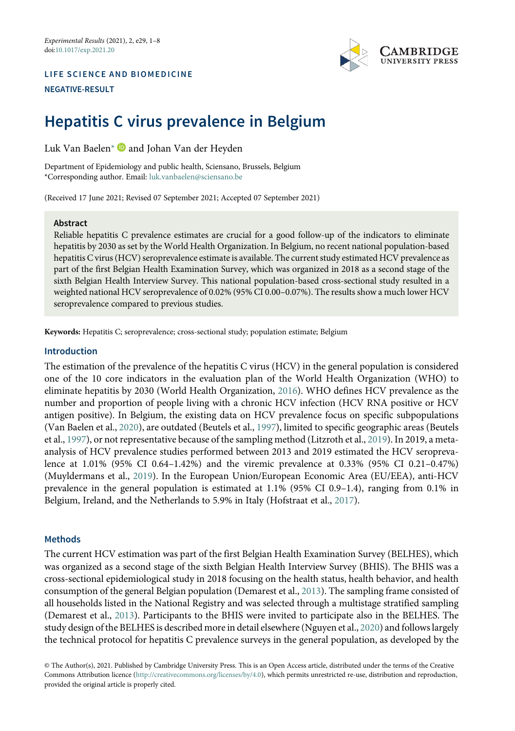LIFE SCIENCE AND BIOMEDICINE

NEGATIVE-RESULT

# Hepatitis C virus prevalence in Belgium

Luk Van Baelen* and Johan Van der Heyden

Department of Epidemiology and public health, Sciensano, Brussels, Belgium
*Corresponding author. Email: luk.vanbaelen@sciensano.be

(Received 17 June 2021; Revised 07 September 2021; Accepted 07 September 2021)

## Abstract

Reliable hepatitis C prevalence estimates are crucial for a good follow-up of the indicators to eliminate hepatitis by 2030 as set by the World Health Organization. In Belgium, no recent national population-based hepatitis C virus (HCV) seroprevalence estimate is available. The current study estimated HCV prevalence as part of the first Belgian Health Examination Survey, which was organized in 2018 as a second stage of the sixth Belgian Health Interview Survey. This national population-based cross-sectional study resulted in a weighted national HCV seroprevalence of 0.02% (95% CI 0.00–0.07%). The results show a much lower HCV seroprevalence compared to previous studies.

**Keywords:** Hepatitis C; seroprevalence; cross-sectional study; population estimate; Belgium

## Introduction

The estimation of the prevalence of the hepatitis C virus (HCV) in the general population is considered one of the 10 core indicators in the evaluation plan of the World Health Organization (WHO) to eliminate hepatitis by 2030 (World Health Organization, 2016). WHO defines HCV prevalence as the number and proportion of people living with a chronic HCV infection (HCV RNA positive or HCV antigen positive). In Belgium, the existing data on HCV prevalence focus on specific subpopulations (Van Baelen et al., 2020), are outdated (Beutels et al., 1997), limited to specific geographic areas (Beutels et al., 1997), or not representative because of the sampling method (Litzroth et al., 2019). In 2019, a meta-analysis of HCV prevalence studies performed between 2013 and 2019 estimated the HCV seroprevalence at 1.01% (95% CI 0.64–1.42%) and the viremic prevalence at 0.33% (95% CI 0.21–0.47%) (Muyldermans et al., 2019). In the European Union/European Economic Area (EU/EEA), anti-HCV prevalence in the general population is estimated at 1.1% (95% CI 0.9–1.4), ranging from 0.1% in Belgium, Ireland, and the Netherlands to 5.9% in Italy (Hofstraat et al., 2017).

## Methods

The current HCV estimation was part of the first Belgian Health Examination Survey (BELHES), which was organized as a second stage of the sixth Belgian Health Interview Survey (BHIS). The BHIS was a cross-sectional epidemiological study in 2018 focusing on the health status, health behavior, and health consumption of the general Belgian population (Demarest et al., 2013). The sampling frame consisted of all households listed in the National Registry and was selected through a multistage stratified sampling (Demarest et al., 2013). Participants to the BHIS were invited to participate also in the BELHES. The study design of the BELHES is described more in detail elsewhere (Nguyen et al., 2020) and follows largely the technical protocol for hepatitis C prevalence surveys in the general population, as developed by the

© The Author(s), 2021. Published by Cambridge University Press. This is an Open Access article, distributed under the terms of the Creative Commons Attribution licence (http://creativecommons.org/licenses/by/4.0), which permits unrestricted re-use, distribution and reproduction, provided the original article is properly cited.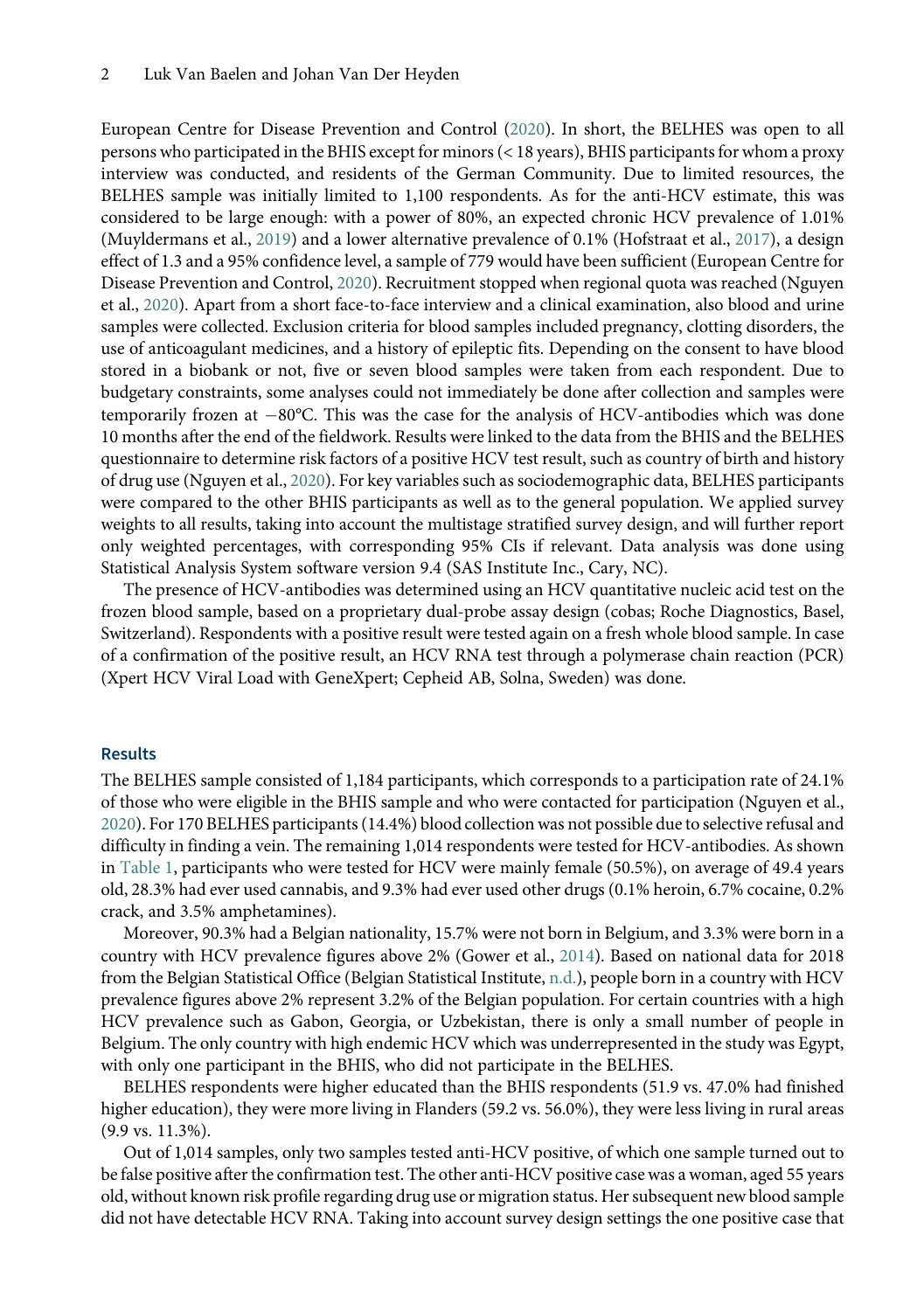European Centre for Disease Prevention and Control (2020). In short, the BELHES was open to all persons who participated in the BHIS except for minors (< 18 years), BHIS participants for whom a proxy interview was conducted, and residents of the German Community. Due to limited resources, the BELHES sample was initially limited to 1,100 respondents. As for the anti-HCV estimate, this was considered to be large enough: with a power of 80%, an expected chronic HCV prevalence of 1.01% (Muyldermans et al., 2019) and a lower alternative prevalence of 0.1% (Hofstraat et al., 2017), a design effect of 1.3 and a 95% confidence level, a sample of 779 would have been sufficient (European Centre for Disease Prevention and Control, 2020). Recruitment stopped when regional quota was reached (Nguyen et al., 2020). Apart from a short face-to-face interview and a clinical examination, also blood and urine samples were collected. Exclusion criteria for blood samples included pregnancy, clotting disorders, the use of anticoagulant medicines, and a history of epileptic fits. Depending on the consent to have blood stored in a biobank or not, five or seven blood samples were taken from each respondent. Due to budgetary constraints, some analyses could not immediately be done after collection and samples were temporarily frozen at −80°C. This was the case for the analysis of HCV-antibodies which was done 10 months after the end of the fieldwork. Results were linked to the data from the BHIS and the BELHES questionnaire to determine risk factors of a positive HCV test result, such as country of birth and history of drug use (Nguyen et al., 2020). For key variables such as sociodemographic data, BELHES participants were compared to the other BHIS participants as well as to the general population. We applied survey weights to all results, taking into account the multistage stratified survey design, and will further report only weighted percentages, with corresponding 95% CIs if relevant. Data analysis was done using Statistical Analysis System software version 9.4 (SAS Institute Inc., Cary, NC).

The presence of HCV-antibodies was determined using an HCV quantitative nucleic acid test on the frozen blood sample, based on a proprietary dual-probe assay design (cobas; Roche Diagnostics, Basel, Switzerland). Respondents with a positive result were tested again on a fresh whole blood sample. In case of a confirmation of the positive result, an HCV RNA test through a polymerase chain reaction (PCR) (Xpert HCV Viral Load with GeneXpert; Cepheid AB, Solna, Sweden) was done.

## Results

The BELHES sample consisted of 1,184 participants, which corresponds to a participation rate of 24.1% of those who were eligible in the BHIS sample and who were contacted for participation (Nguyen et al., 2020). For 170 BELHES participants (14.4%) blood collection was not possible due to selective refusal and difficulty in finding a vein. The remaining 1,014 respondents were tested for HCV-antibodies. As shown in Table 1, participants who were tested for HCV were mainly female (50.5%), on average of 49.4 years old, 28.3% had ever used cannabis, and 9.3% had ever used other drugs (0.1% heroin, 6.7% cocaine, 0.2% crack, and 3.5% amphetamines).

Moreover, 90.3% had a Belgian nationality, 15.7% were not born in Belgium, and 3.3% were born in a country with HCV prevalence figures above 2% (Gower et al., 2014). Based on national data for 2018 from the Belgian Statistical Office (Belgian Statistical Institute, n.d.), people born in a country with HCV prevalence figures above 2% represent 3.2% of the Belgian population. For certain countries with a high HCV prevalence such as Gabon, Georgia, or Uzbekistan, there is only a small number of people in Belgium. The only country with high endemic HCV which was underrepresented in the study was Egypt, with only one participant in the BHIS, who did not participate in the BELHES.

BELHES respondents were higher educated than the BHIS respondents (51.9 vs. 47.0% had finished higher education), they were more living in Flanders (59.2 vs. 56.0%), they were less living in rural areas (9.9 vs. 11.3%).

Out of 1,014 samples, only two samples tested anti-HCV positive, of which one sample turned out to be false positive after the confirmation test. The other anti-HCV positive case was a woman, aged 55 years old, without known risk profile regarding drug use or migration status. Her subsequent new blood sample did not have detectable HCV RNA. Taking into account survey design settings the one positive case that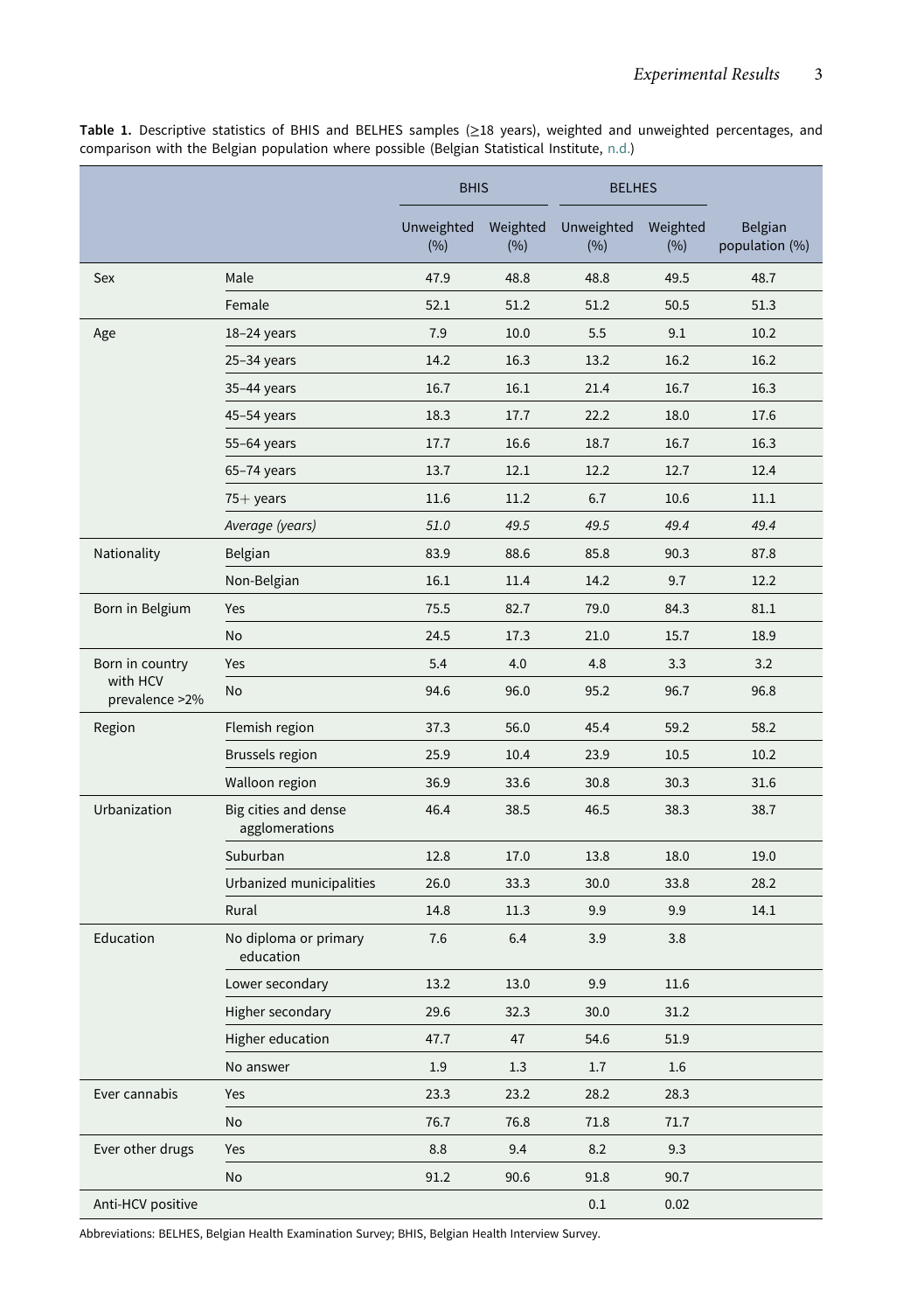**Table 1.** Descriptive statistics of BHIS and BELHES samples (≥18 years), weighted and unweighted percentages, and comparison with the Belgian population where possible (Belgian Statistical Institute, n.d.)

| | | BHIS | | BELHES | | |
|---|---|---|---|---|---|---|
| | | Unweighted (%) | Weighted (%) | Unweighted (%) | Weighted (%) | Belgian population (%) |
| Sex | Male | 47.9 | 48.8 | 48.8 | 49.5 | 48.7 |
| | Female | 52.1 | 51.2 | 51.2 | 50.5 | 51.3 |
| Age | 18–24 years | 7.9 | 10.0 | 5.5 | 9.1 | 10.2 |
| | 25–34 years | 14.2 | 16.3 | 13.2 | 16.2 | 16.2 |
| | 35–44 years | 16.7 | 16.1 | 21.4 | 16.7 | 16.3 |
| | 45–54 years | 18.3 | 17.7 | 22.2 | 18.0 | 17.6 |
| | 55–64 years | 17.7 | 16.6 | 18.7 | 16.7 | 16.3 |
| | 65–74 years | 13.7 | 12.1 | 12.2 | 12.7 | 12.4 |
| | 75+ years | 11.6 | 11.2 | 6.7 | 10.6 | 11.1 |
| | *Average (years)* | *51.0* | *49.5* | *49.5* | *49.4* | *49.4* |
| Nationality | Belgian | 83.9 | 88.6 | 85.8 | 90.3 | 87.8 |
| | Non-Belgian | 16.1 | 11.4 | 14.2 | 9.7 | 12.2 |
| Born in Belgium | Yes | 75.5 | 82.7 | 79.0 | 84.3 | 81.1 |
| | No | 24.5 | 17.3 | 21.0 | 15.7 | 18.9 |
| Born in country with HCV prevalence >2% | Yes | 5.4 | 4.0 | 4.8 | 3.3 | 3.2 |
| | No | 94.6 | 96.0 | 95.2 | 96.7 | 96.8 |
| Region | Flemish region | 37.3 | 56.0 | 45.4 | 59.2 | 58.2 |
| | Brussels region | 25.9 | 10.4 | 23.9 | 10.5 | 10.2 |
| | Walloon region | 36.9 | 33.6 | 30.8 | 30.3 | 31.6 |
| Urbanization | Big cities and dense agglomerations | 46.4 | 38.5 | 46.5 | 38.3 | 38.7 |
| | Suburban | 12.8 | 17.0 | 13.8 | 18.0 | 19.0 |
| | Urbanized municipalities | 26.0 | 33.3 | 30.0 | 33.8 | 28.2 |
| | Rural | 14.8 | 11.3 | 9.9 | 9.9 | 14.1 |
| Education | No diploma or primary education | 7.6 | 6.4 | 3.9 | 3.8 | |
| | Lower secondary | 13.2 | 13.0 | 9.9 | 11.6 | |
| | Higher secondary | 29.6 | 32.3 | 30.0 | 31.2 | |
| | Higher education | 47.7 | 47 | 54.6 | 51.9 | |
| | No answer | 1.9 | 1.3 | 1.7 | 1.6 | |
| Ever cannabis | Yes | 23.3 | 23.2 | 28.2 | 28.3 | |
| | No | 76.7 | 76.8 | 71.8 | 71.7 | |
| Ever other drugs | Yes | 8.8 | 9.4 | 8.2 | 9.3 | |
| | No | 91.2 | 90.6 | 91.8 | 90.7 | |
| Anti-HCV positive | | | | 0.1 | 0.02 | |

Abbreviations: BELHES, Belgian Health Examination Survey; BHIS, Belgian Health Interview Survey.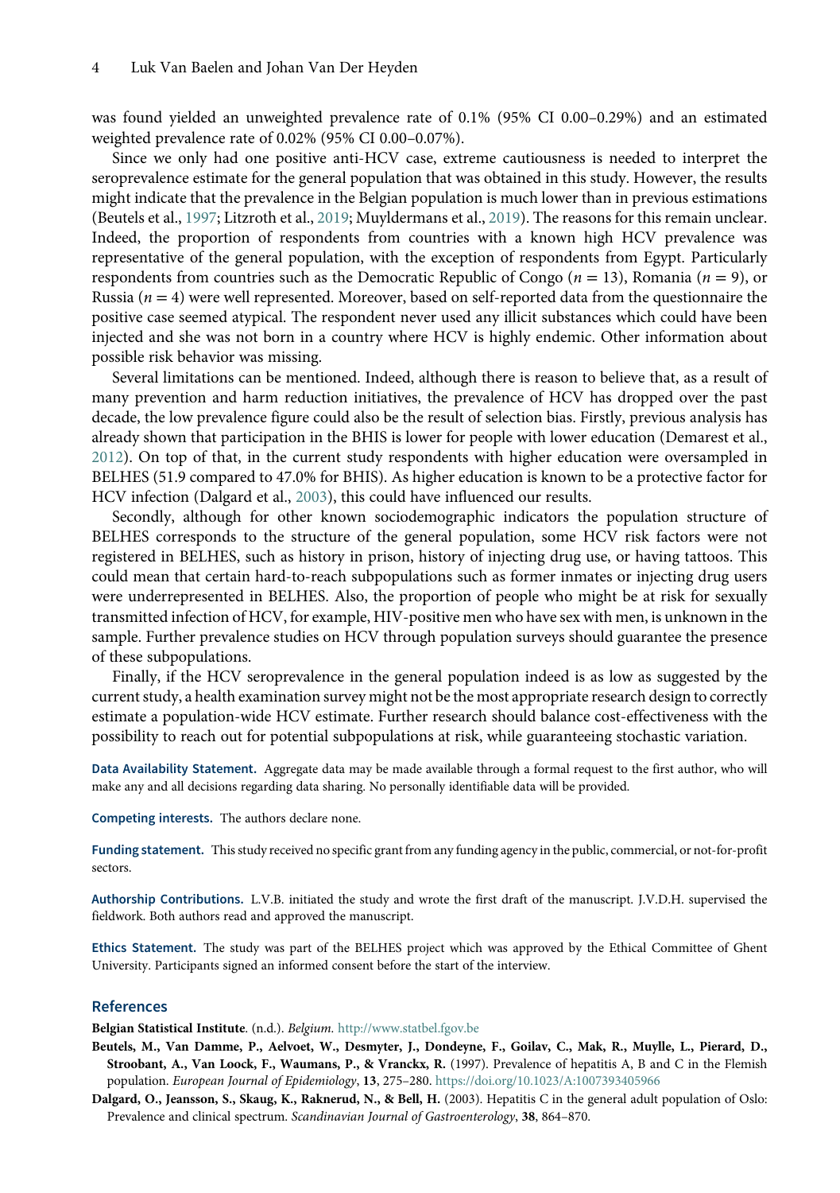was found yielded an unweighted prevalence rate of 0.1% (95% CI 0.00–0.29%) and an estimated weighted prevalence rate of 0.02% (95% CI 0.00–0.07%).

Since we only had one positive anti-HCV case, extreme cautiousness is needed to interpret the seroprevalence estimate for the general population that was obtained in this study. However, the results might indicate that the prevalence in the Belgian population is much lower than in previous estimations (Beutels et al., 1997; Litzroth et al., 2019; Muyldermans et al., 2019). The reasons for this remain unclear. Indeed, the proportion of respondents from countries with a known high HCV prevalence was representative of the general population, with the exception of respondents from Egypt. Particularly respondents from countries such as the Democratic Republic of Congo ($n = 13$), Romania ($n = 9$), or Russia ($n = 4$) were well represented. Moreover, based on self-reported data from the questionnaire the positive case seemed atypical. The respondent never used any illicit substances which could have been injected and she was not born in a country where HCV is highly endemic. Other information about possible risk behavior was missing.

Several limitations can be mentioned. Indeed, although there is reason to believe that, as a result of many prevention and harm reduction initiatives, the prevalence of HCV has dropped over the past decade, the low prevalence figure could also be the result of selection bias. Firstly, previous analysis has already shown that participation in the BHIS is lower for people with lower education (Demarest et al., 2012). On top of that, in the current study respondents with higher education were oversampled in BELHES (51.9 compared to 47.0% for BHIS). As higher education is known to be a protective factor for HCV infection (Dalgard et al., 2003), this could have influenced our results.

Secondly, although for other known sociodemographic indicators the population structure of BELHES corresponds to the structure of the general population, some HCV risk factors were not registered in BELHES, such as history in prison, history of injecting drug use, or having tattoos. This could mean that certain hard-to-reach subpopulations such as former inmates or injecting drug users were underrepresented in BELHES. Also, the proportion of people who might be at risk for sexually transmitted infection of HCV, for example, HIV-positive men who have sex with men, is unknown in the sample. Further prevalence studies on HCV through population surveys should guarantee the presence of these subpopulations.

Finally, if the HCV seroprevalence in the general population indeed is as low as suggested by the current study, a health examination survey might not be the most appropriate research design to correctly estimate a population-wide HCV estimate. Further research should balance cost-effectiveness with the possibility to reach out for potential subpopulations at risk, while guaranteeing stochastic variation.

**Data Availability Statement.** Aggregate data may be made available through a formal request to the first author, who will make any and all decisions regarding data sharing. No personally identifiable data will be provided.

**Competing interests.** The authors declare none.

**Funding statement.** This study received no specific grant from any funding agency in the public, commercial, or not-for-profit sectors.

**Authorship Contributions.** L.V.B. initiated the study and wrote the first draft of the manuscript. J.V.D.H. supervised the fieldwork. Both authors read and approved the manuscript.

**Ethics Statement.** The study was part of the BELHES project which was approved by the Ethical Committee of Ghent University. Participants signed an informed consent before the start of the interview.

## References

**Belgian Statistical Institute**. (n.d.). *Belgium*. http://www.statbel.fgov.be

**Beutels, M., Van Damme, P., Aelvoet, W., Desmyter, J., Dondeyne, F., Goilav, C., Mak, R., Muylle, L., Pierard, D., Stroobant, A., Van Loock, F., Waumans, P., & Vranckx, R.** (1997). Prevalence of hepatitis A, B and C in the Flemish population. *European Journal of Epidemiology*, **13**, 275–280. https://doi.org/10.1023/A:1007393405966

**Dalgard, O., Jeansson, S., Skaug, K., Raknerud, N., & Bell, H.** (2003). Hepatitis C in the general adult population of Oslo: Prevalence and clinical spectrum. *Scandinavian Journal of Gastroenterology*, **38**, 864–870.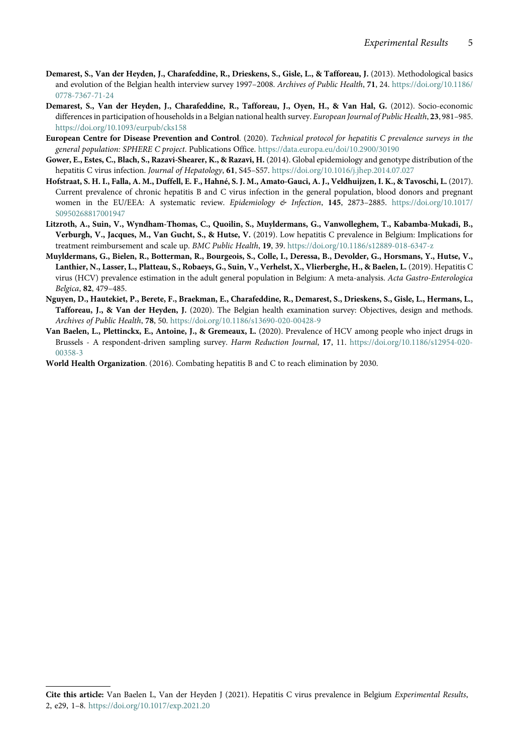**Demarest, S., Van der Heyden, J., Charafeddine, R., Drieskens, S., Gisle, L., & Tafforeau, J.** (2013). Methodological basics and evolution of the Belgian health interview survey 1997–2008. *Archives of Public Health*, **71**, 24. https://doi.org/10.1186/0778-7367-71-24

**Demarest, S., Van der Heyden, J., Charafeddine, R., Tafforeau, J., Oyen, H., & Van Hal, G.** (2012). Socio-economic differences in participation of households in a Belgian national health survey. *European Journal of Public Health*, **23**, 981–985. https://doi.org/10.1093/eurpub/cks158

**European Centre for Disease Prevention and Control**. (2020). *Technical protocol for hepatitis C prevalence surveys in the general population: SPHERE C project*. Publications Office. https://data.europa.eu/doi/10.2900/30190

**Gower, E., Estes, C., Blach, S., Razavi-Shearer, K., & Razavi, H.** (2014). Global epidemiology and genotype distribution of the hepatitis C virus infection. *Journal of Hepatology*, **61**, S45–S57. https://doi.org/10.1016/j.jhep.2014.07.027

**Hofstraat, S. H. I., Falla, A. M., Duffell, E. F., Hahné, S. J. M., Amato-Gauci, A. J., Veldhuijzen, I. K., & Tavoschi, L.** (2017). Current prevalence of chronic hepatitis B and C virus infection in the general population, blood donors and pregnant women in the EU/EEA: A systematic review. *Epidemiology & Infection*, **145**, 2873–2885. https://doi.org/10.1017/S0950268817001947

**Litzroth, A., Suin, V., Wyndham-Thomas, C., Quoilin, S., Muyldermans, G., Vanwolleghem, T., Kabamba-Mukadi, B., Verburgh, V., Jacques, M., Van Gucht, S., & Hutse, V.** (2019). Low hepatitis C prevalence in Belgium: Implications for treatment reimbursement and scale up. *BMC Public Health*, **19**, 39. https://doi.org/10.1186/s12889-018-6347-z

**Muyldermans, G., Bielen, R., Botterman, R., Bourgeois, S., Colle, I., Deressa, B., Devolder, G., Horsmans, Y., Hutse, V., Lanthier, N., Lasser, L., Platteau, S., Robaeys, G., Suin, V., Verhelst, X., Vlierberghe, H., & Baelen, L.** (2019). Hepatitis C virus (HCV) prevalence estimation in the adult general population in Belgium: A meta-analysis. *Acta Gastro-Enterologica Belgica*, **82**, 479–485.

**Nguyen, D., Hautekiet, P., Berete, F., Braekman, E., Charafeddine, R., Demarest, S., Drieskens, S., Gisle, L., Hermans, L., Tafforeau, J., & Van der Heyden, J.** (2020). The Belgian health examination survey: Objectives, design and methods. *Archives of Public Health*, **78**, 50. https://doi.org/10.1186/s13690-020-00428-9

**Van Baelen, L., Plettinckx, E., Antoine, J., & Gremeaux, L.** (2020). Prevalence of HCV among people who inject drugs in Brussels - A respondent-driven sampling survey. *Harm Reduction Journal*, **17**, 11. https://doi.org/10.1186/s12954-020-00358-3

**World Health Organization**. (2016). Combating hepatitis B and C to reach elimination by 2030.

**Cite this article:** Van Baelen L, Van der Heyden J (2021). Hepatitis C virus prevalence in Belgium *Experimental Results*, 2, e29, 1–8. https://doi.org/10.1017/exp.2021.20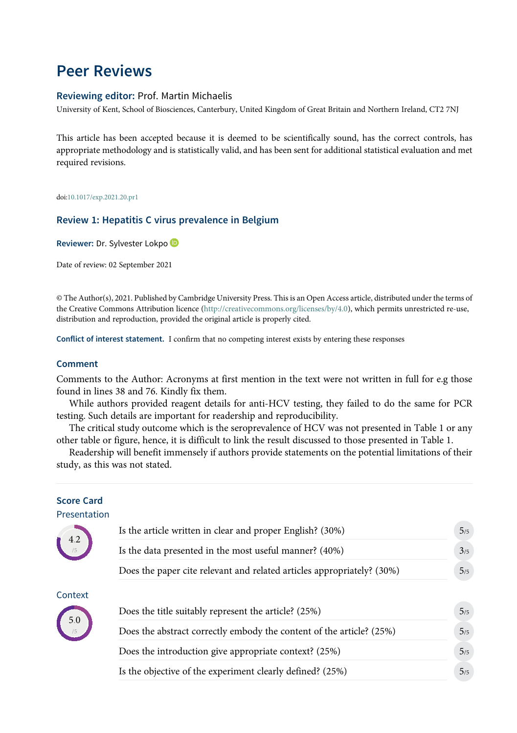# Peer Reviews

**Reviewing editor:** Prof. Martin Michaelis

University of Kent, School of Biosciences, Canterbury, United Kingdom of Great Britain and Northern Ireland, CT2 7NJ

This article has been accepted because it is deemed to be scientifically sound, has the correct controls, has appropriate methodology and is statistically valid, and has been sent for additional statistical evaluation and met required revisions.

doi:10.1017/exp.2021.20.pr1

## Review 1: Hepatitis C virus prevalence in Belgium

**Reviewer:** Dr. Sylvester Lokpo

Date of review: 02 September 2021

© The Author(s), 2021. Published by Cambridge University Press. This is an Open Access article, distributed under the terms of the Creative Commons Attribution licence (http://creativecommons.org/licenses/by/4.0), which permits unrestricted re-use, distribution and reproduction, provided the original article is properly cited.

**Conflict of interest statement.** I confirm that no competing interest exists by entering these responses

### Comment

Comments to the Author: Acronyms at first mention in the text were not written in full for e.g those found in lines 38 and 76. Kindly fix them.

While authors provided reagent details for anti-HCV testing, they failed to do the same for PCR testing. Such details are important for readership and reproducibility.

The critical study outcome which is the seroprevalence of HCV was not presented in Table 1 or any other table or figure, hence, it is difficult to link the result discussed to those presented in Table 1.

Readership will benefit immensely if authors provide statements on the potential limitations of their study, as this was not stated.

### Score Card

#### Presentation

4.2 /5

| Question | Score |
| --- | --- |
| Is the article written in clear and proper English? (30%) | 5/5 |
| Is the data presented in the most useful manner? (40%) | 3/5 |
| Does the paper cite relevant and related articles appropriately? (30%) | 5/5 |

#### Context

5.0 /5

| Question | Score |
| --- | --- |
| Does the title suitably represent the article? (25%) | 5/5 |
| Does the abstract correctly embody the content of the article? (25%) | 5/5 |
| Does the introduction give appropriate context? (25%) | 5/5 |
| Is the objective of the experiment clearly defined? (25%) | 5/5 |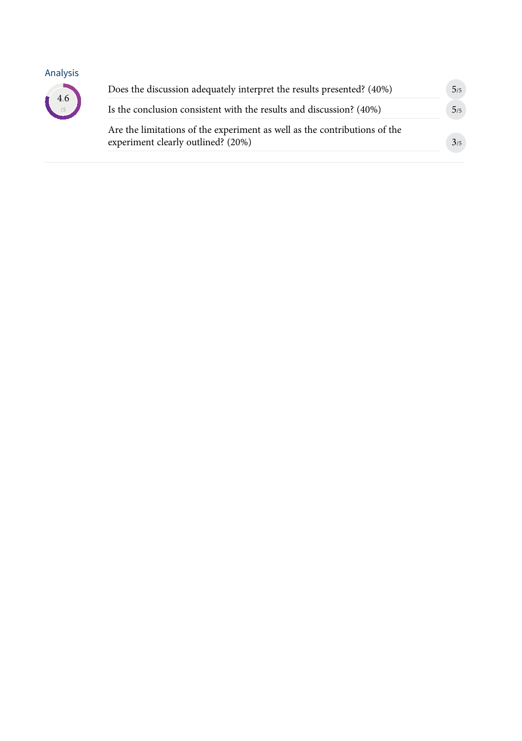## Analysis

4.6 /5

| Criterion | Score |
| --- | --- |
| Does the discussion adequately interpret the results presented? (40%) | 5/5 |
| Is the conclusion consistent with the results and discussion? (40%) | 5/5 |
| Are the limitations of the experiment as well as the contributions of the experiment clearly outlined? (20%) | 3/5 |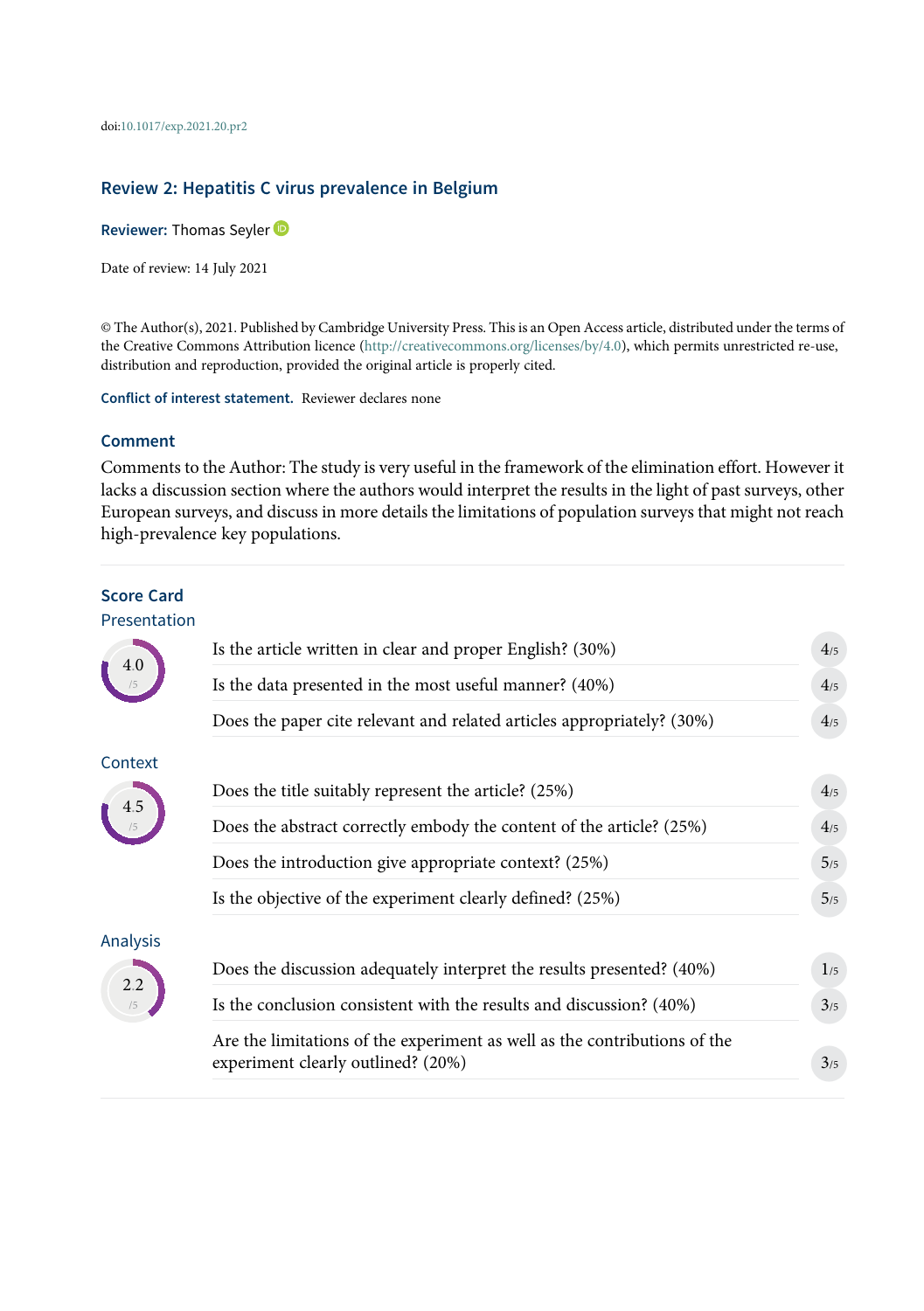doi:10.1017/exp.2021.20.pr2

## Review 2: Hepatitis C virus prevalence in Belgium

**Reviewer:** Thomas Seyler

Date of review: 14 July 2021

© The Author(s), 2021. Published by Cambridge University Press. This is an Open Access article, distributed under the terms of the Creative Commons Attribution licence (http://creativecommons.org/licenses/by/4.0), which permits unrestricted re-use, distribution and reproduction, provided the original article is properly cited.

**Conflict of interest statement.** Reviewer declares none

### Comment

Comments to the Author: The study is very useful in the framework of the elimination effort. However it lacks a discussion section where the authors would interpret the results in the light of past surveys, other European surveys, and discuss in more details the limitations of population surveys that might not reach high-prevalence key populations.

### Score Card

#### Presentation

4.0 /5

| | |
|---|---|
| Is the article written in clear and proper English? (30%) | 4/5 |
| Is the data presented in the most useful manner? (40%) | 4/5 |
| Does the paper cite relevant and related articles appropriately? (30%) | 4/5 |

#### Context

4.5 /5

| | |
|---|---|
| Does the title suitably represent the article? (25%) | 4/5 |
| Does the abstract correctly embody the content of the article? (25%) | 4/5 |
| Does the introduction give appropriate context? (25%) | 5/5 |
| Is the objective of the experiment clearly defined? (25%) | 5/5 |

#### Analysis

2.2 /5

| | |
|---|---|
| Does the discussion adequately interpret the results presented? (40%) | 1/5 |
| Is the conclusion consistent with the results and discussion? (40%) | 3/5 |
| Are the limitations of the experiment as well as the contributions of the experiment clearly outlined? (20%) | 3/5 |